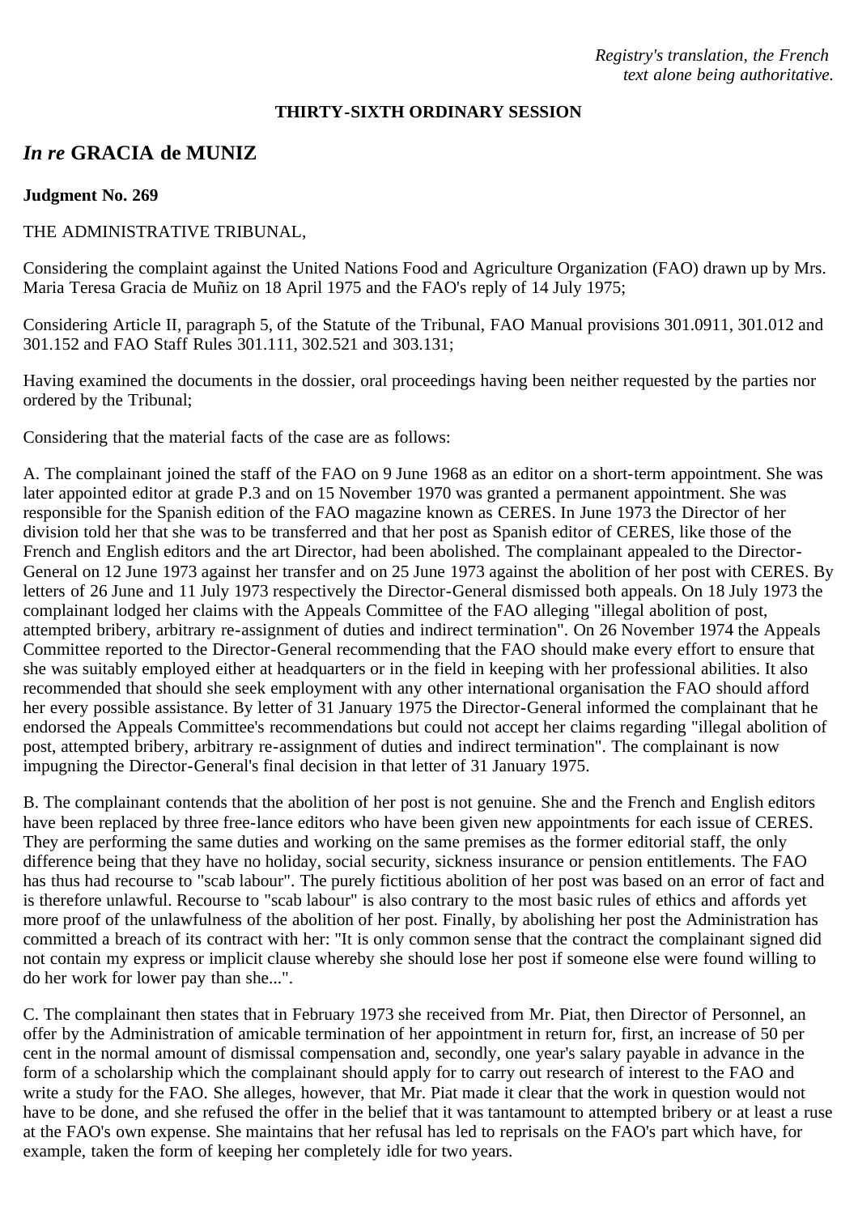*Registry's translation, the French text alone being authoritative.*

**THIRTY-SIXTH ORDINARY SESSION**

## *In re* GRACIA de MUNIZ

**Judgment No. 269**

THE ADMINISTRATIVE TRIBUNAL,

Considering the complaint against the United Nations Food and Agriculture Organization (FAO) drawn up by Mrs. Maria Teresa Gracia de Muñiz on 18 April 1975 and the FAO's reply of 14 July 1975;

Considering Article II, paragraph 5, of the Statute of the Tribunal, FAO Manual provisions 301.0911, 301.012 and 301.152 and FAO Staff Rules 301.111, 302.521 and 303.131;

Having examined the documents in the dossier, oral proceedings having been neither requested by the parties nor ordered by the Tribunal;

Considering that the material facts of the case are as follows:

A. The complainant joined the staff of the FAO on 9 June 1968 as an editor on a short-term appointment. She was later appointed editor at grade P.3 and on 15 November 1970 was granted a permanent appointment. She was responsible for the Spanish edition of the FAO magazine known as CERES. In June 1973 the Director of her division told her that she was to be transferred and that her post as Spanish editor of CERES, like those of the French and English editors and the art Director, had been abolished. The complainant appealed to the Director-General on 12 June 1973 against her transfer and on 25 June 1973 against the abolition of her post with CERES. By letters of 26 June and 11 July 1973 respectively the Director-General dismissed both appeals. On 18 July 1973 the complainant lodged her claims with the Appeals Committee of the FAO alleging "illegal abolition of post, attempted bribery, arbitrary re-assignment of duties and indirect termination". On 26 November 1974 the Appeals Committee reported to the Director-General recommending that the FAO should make every effort to ensure that she was suitably employed either at headquarters or in the field in keeping with her professional abilities. It also recommended that should she seek employment with any other international organisation the FAO should afford her every possible assistance. By letter of 31 January 1975 the Director-General informed the complainant that he endorsed the Appeals Committee's recommendations but could not accept her claims regarding "illegal abolition of post, attempted bribery, arbitrary re-assignment of duties and indirect termination". The complainant is now impugning the Director-General's final decision in that letter of 31 January 1975.

B. The complainant contends that the abolition of her post is not genuine. She and the French and English editors have been replaced by three free-lance editors who have been given new appointments for each issue of CERES. They are performing the same duties and working on the same premises as the former editorial staff, the only difference being that they have no holiday, social security, sickness insurance or pension entitlements. The FAO has thus had recourse to "scab labour". The purely fictitious abolition of her post was based on an error of fact and is therefore unlawful. Recourse to "scab labour" is also contrary to the most basic rules of ethics and affords yet more proof of the unlawfulness of the abolition of her post. Finally, by abolishing her post the Administration has committed a breach of its contract with her: "It is only common sense that the contract the complainant signed did not contain my express or implicit clause whereby she should lose her post if someone else were found willing to do her work for lower pay than she...".

C. The complainant then states that in February 1973 she received from Mr. Piat, then Director of Personnel, an offer by the Administration of amicable termination of her appointment in return for, first, an increase of 50 per cent in the normal amount of dismissal compensation and, secondly, one year's salary payable in advance in the form of a scholarship which the complainant should apply for to carry out research of interest to the FAO and write a study for the FAO. She alleges, however, that Mr. Piat made it clear that the work in question would not have to be done, and she refused the offer in the belief that it was tantamount to attempted bribery or at least a ruse at the FAO's own expense. She maintains that her refusal has led to reprisals on the FAO's part which have, for example, taken the form of keeping her completely idle for two years.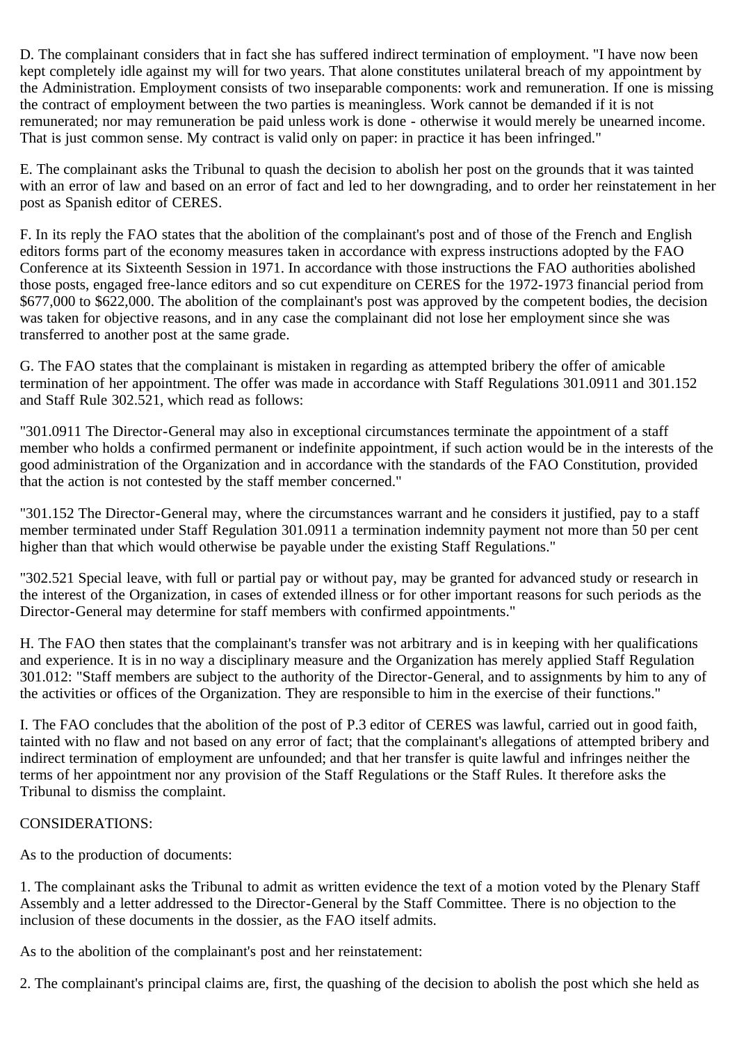D. The complainant considers that in fact she has suffered indirect termination of employment. "I have now been kept completely idle against my will for two years. That alone constitutes unilateral breach of my appointment by the Administration. Employment consists of two inseparable components: work and remuneration. If one is missing the contract of employment between the two parties is meaningless. Work cannot be demanded if it is not remunerated; nor may remuneration be paid unless work is done - otherwise it would merely be unearned income. That is just common sense. My contract is valid only on paper: in practice it has been infringed."

E. The complainant asks the Tribunal to quash the decision to abolish her post on the grounds that it was tainted with an error of law and based on an error of fact and led to her downgrading, and to order her reinstatement in her post as Spanish editor of CERES.

F. In its reply the FAO states that the abolition of the complainant's post and of those of the French and English editors forms part of the economy measures taken in accordance with express instructions adopted by the FAO Conference at its Sixteenth Session in 1971. In accordance with those instructions the FAO authorities abolished those posts, engaged free-lance editors and so cut expenditure on CERES for the 1972-1973 financial period from $677,000 to $622,000. The abolition of the complainant's post was approved by the competent bodies, the decision was taken for objective reasons, and in any case the complainant did not lose her employment since she was transferred to another post at the same grade.

G. The FAO states that the complainant is mistaken in regarding as attempted bribery the offer of amicable termination of her appointment. The offer was made in accordance with Staff Regulations 301.0911 and 301.152 and Staff Rule 302.521, which read as follows:

"301.0911 The Director-General may also in exceptional circumstances terminate the appointment of a staff member who holds a confirmed permanent or indefinite appointment, if such action would be in the interests of the good administration of the Organization and in accordance with the standards of the FAO Constitution, provided that the action is not contested by the staff member concerned."

"301.152 The Director-General may, where the circumstances warrant and he considers it justified, pay to a staff member terminated under Staff Regulation 301.0911 a termination indemnity payment not more than 50 per cent higher than that which would otherwise be payable under the existing Staff Regulations."

"302.521 Special leave, with full or partial pay or without pay, may be granted for advanced study or research in the interest of the Organization, in cases of extended illness or for other important reasons for such periods as the Director-General may determine for staff members with confirmed appointments."

H. The FAO then states that the complainant's transfer was not arbitrary and is in keeping with her qualifications and experience. It is in no way a disciplinary measure and the Organization has merely applied Staff Regulation 301.012: "Staff members are subject to the authority of the Director-General, and to assignments by him to any of the activities or offices of the Organization. They are responsible to him in the exercise of their functions."

I. The FAO concludes that the abolition of the post of P.3 editor of CERES was lawful, carried out in good faith, tainted with no flaw and not based on any error of fact; that the complainant's allegations of attempted bribery and indirect termination of employment are unfounded; and that her transfer is quite lawful and infringes neither the terms of her appointment nor any provision of the Staff Regulations or the Staff Rules. It therefore asks the Tribunal to dismiss the complaint.

CONSIDERATIONS:

As to the production of documents:

1. The complainant asks the Tribunal to admit as written evidence the text of a motion voted by the Plenary Staff Assembly and a letter addressed to the Director-General by the Staff Committee. There is no objection to the inclusion of these documents in the dossier, as the FAO itself admits.

As to the abolition of the complainant's post and her reinstatement:

2. The complainant's principal claims are, first, the quashing of the decision to abolish the post which she held as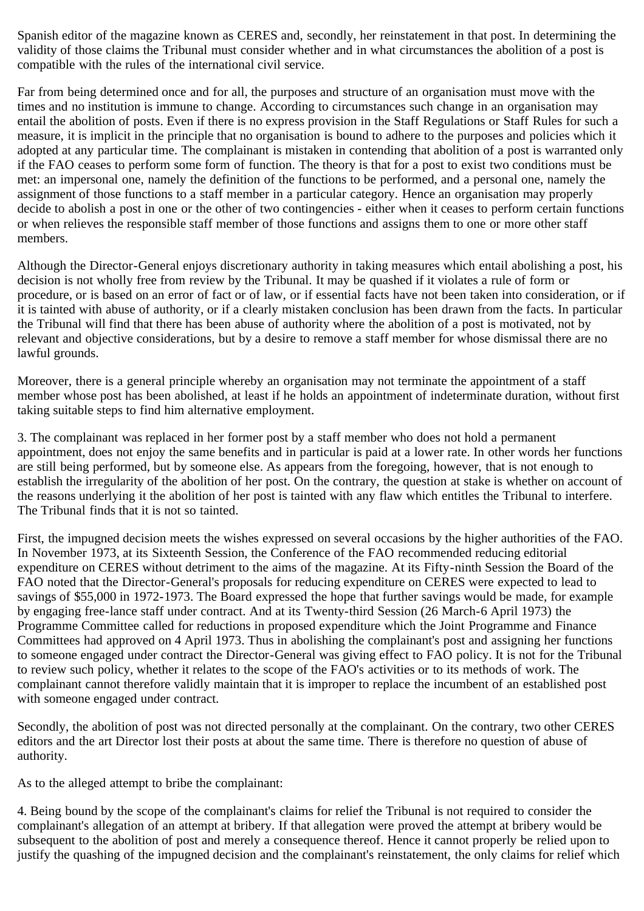Spanish editor of the magazine known as CERES and, secondly, her reinstatement in that post. In determining the validity of those claims the Tribunal must consider whether and in what circumstances the abolition of a post is compatible with the rules of the international civil service.

Far from being determined once and for all, the purposes and structure of an organisation must move with the times and no institution is immune to change. According to circumstances such change in an organisation may entail the abolition of posts. Even if there is no express provision in the Staff Regulations or Staff Rules for such a measure, it is implicit in the principle that no organisation is bound to adhere to the purposes and policies which it adopted at any particular time. The complainant is mistaken in contending that abolition of a post is warranted only if the FAO ceases to perform some form of function. The theory is that for a post to exist two conditions must be met: an impersonal one, namely the definition of the functions to be performed, and a personal one, namely the assignment of those functions to a staff member in a particular category. Hence an organisation may properly decide to abolish a post in one or the other of two contingencies - either when it ceases to perform certain functions or when relieves the responsible staff member of those functions and assigns them to one or more other staff members.

Although the Director-General enjoys discretionary authority in taking measures which entail abolishing a post, his decision is not wholly free from review by the Tribunal. It may be quashed if it violates a rule of form or procedure, or is based on an error of fact or of law, or if essential facts have not been taken into consideration, or if it is tainted with abuse of authority, or if a clearly mistaken conclusion has been drawn from the facts. In particular the Tribunal will find that there has been abuse of authority where the abolition of a post is motivated, not by relevant and objective considerations, but by a desire to remove a staff member for whose dismissal there are no lawful grounds.

Moreover, there is a general principle whereby an organisation may not terminate the appointment of a staff member whose post has been abolished, at least if he holds an appointment of indeterminate duration, without first taking suitable steps to find him alternative employment.

3. The complainant was replaced in her former post by a staff member who does not hold a permanent appointment, does not enjoy the same benefits and in particular is paid at a lower rate. In other words her functions are still being performed, but by someone else. As appears from the foregoing, however, that is not enough to establish the irregularity of the abolition of her post. On the contrary, the question at stake is whether on account of the reasons underlying it the abolition of her post is tainted with any flaw which entitles the Tribunal to interfere. The Tribunal finds that it is not so tainted.

First, the impugned decision meets the wishes expressed on several occasions by the higher authorities of the FAO. In November 1973, at its Sixteenth Session, the Conference of the FAO recommended reducing editorial expenditure on CERES without detriment to the aims of the magazine. At its Fifty-ninth Session the Board of the FAO noted that the Director-General's proposals for reducing expenditure on CERES were expected to lead to savings of $55,000 in 1972-1973. The Board expressed the hope that further savings would be made, for example by engaging free-lance staff under contract. And at its Twenty-third Session (26 March-6 April 1973) the Programme Committee called for reductions in proposed expenditure which the Joint Programme and Finance Committees had approved on 4 April 1973. Thus in abolishing the complainant's post and assigning her functions to someone engaged under contract the Director-General was giving effect to FAO policy. It is not for the Tribunal to review such policy, whether it relates to the scope of the FAO's activities or to its methods of work. The complainant cannot therefore validly maintain that it is improper to replace the incumbent of an established post with someone engaged under contract.

Secondly, the abolition of post was not directed personally at the complainant. On the contrary, two other CERES editors and the art Director lost their posts at about the same time. There is therefore no question of abuse of authority.

As to the alleged attempt to bribe the complainant:

4. Being bound by the scope of the complainant's claims for relief the Tribunal is not required to consider the complainant's allegation of an attempt at bribery. If that allegation were proved the attempt at bribery would be subsequent to the abolition of post and merely a consequence thereof. Hence it cannot properly be relied upon to justify the quashing of the impugned decision and the complainant's reinstatement, the only claims for relief which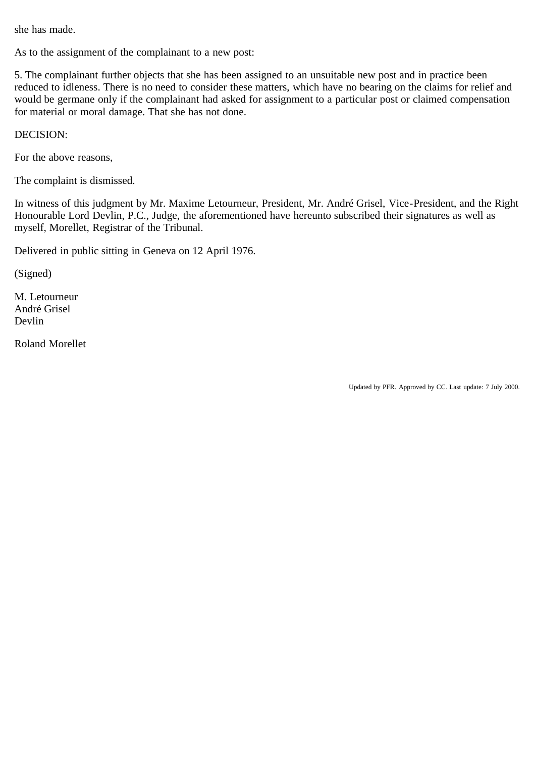she has made.

As to the assignment of the complainant to a new post:

5. The complainant further objects that she has been assigned to an unsuitable new post and in practice been reduced to idleness. There is no need to consider these matters, which have no bearing on the claims for relief and would be germane only if the complainant had asked for assignment to a particular post or claimed compensation for material or moral damage. That she has not done.

DECISION:

For the above reasons,

The complaint is dismissed.

In witness of this judgment by Mr. Maxime Letourneur, President, Mr. André Grisel, Vice-President, and the Right Honourable Lord Devlin, P.C., Judge, the aforementioned have hereunto subscribed their signatures as well as myself, Morellet, Registrar of the Tribunal.

Delivered in public sitting in Geneva on 12 April 1976.

(Signed)

M. Letourneur
André Grisel
Devlin

Roland Morellet

Updated by PFR. Approved by CC. Last update: 7 July 2000.